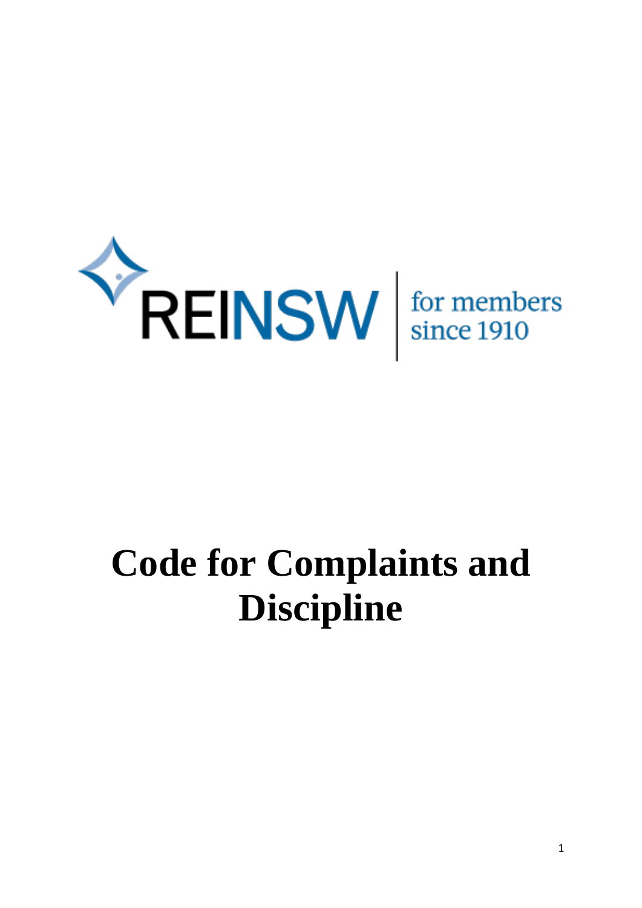REINSW | for members since 1910

# Code for Complaints and Discipline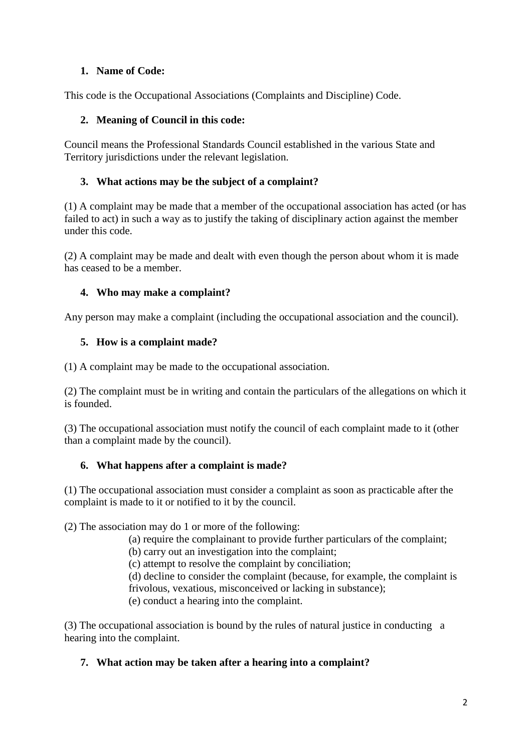## 1. Name of Code:

This code is the Occupational Associations (Complaints and Discipline) Code.

## 2. Meaning of Council in this code:

Council means the Professional Standards Council established in the various State and Territory jurisdictions under the relevant legislation.

## 3. What actions may be the subject of a complaint?

(1) A complaint may be made that a member of the occupational association has acted (or has failed to act) in such a way as to justify the taking of disciplinary action against the member under this code.

(2) A complaint may be made and dealt with even though the person about whom it is made has ceased to be a member.

## 4. Who may make a complaint?

Any person may make a complaint (including the occupational association and the council).

## 5. How is a complaint made?

(1) A complaint may be made to the occupational association.

(2) The complaint must be in writing and contain the particulars of the allegations on which it is founded.

(3) The occupational association must notify the council of each complaint made to it (other than a complaint made by the council).

## 6. What happens after a complaint is made?

(1) The occupational association must consider a complaint as soon as practicable after the complaint is made to it or notified to it by the council.

(2) The association may do 1 or more of the following:

- (a) require the complainant to provide further particulars of the complaint;
- (b) carry out an investigation into the complaint;
- (c) attempt to resolve the complaint by conciliation;
- (d) decline to consider the complaint (because, for example, the complaint is frivolous, vexatious, misconceived or lacking in substance);
- (e) conduct a hearing into the complaint.

(3) The occupational association is bound by the rules of natural justice in conducting a hearing into the complaint.

## 7. What action may be taken after a hearing into a complaint?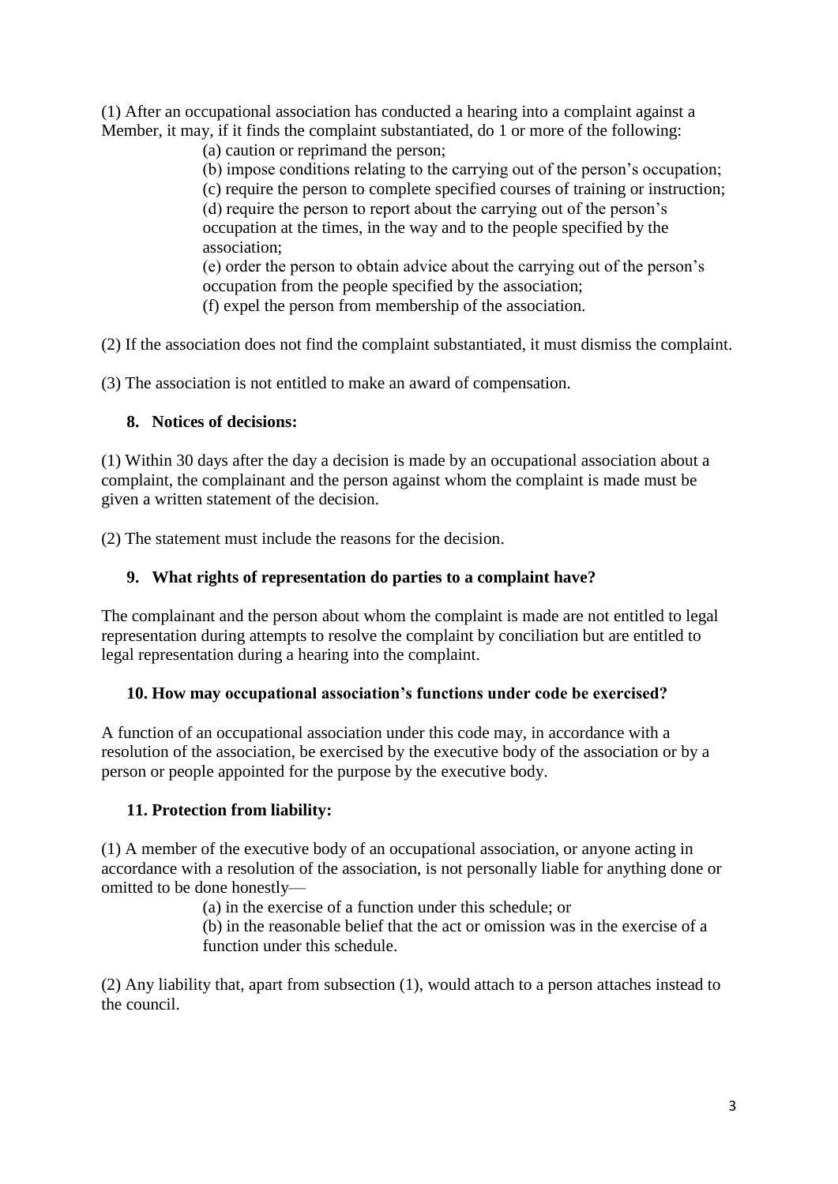(1) After an occupational association has conducted a hearing into a complaint against a Member, it may, if it finds the complaint substantiated, do 1 or more of the following:

(a) caution or reprimand the person;

(b) impose conditions relating to the carrying out of the person's occupation;

(c) require the person to complete specified courses of training or instruction;

(d) require the person to report about the carrying out of the person's occupation at the times, in the way and to the people specified by the association;

(e) order the person to obtain advice about the carrying out of the person's occupation from the people specified by the association;

(f) expel the person from membership of the association.

(2) If the association does not find the complaint substantiated, it must dismiss the complaint.

(3) The association is not entitled to make an award of compensation.

### 8. Notices of decisions:

(1) Within 30 days after the day a decision is made by an occupational association about a complaint, the complainant and the person against whom the complaint is made must be given a written statement of the decision.

(2) The statement must include the reasons for the decision.

### 9. What rights of representation do parties to a complaint have?

The complainant and the person about whom the complaint is made are not entitled to legal representation during attempts to resolve the complaint by conciliation but are entitled to legal representation during a hearing into the complaint.

### 10. How may occupational association's functions under code be exercised?

A function of an occupational association under this code may, in accordance with a resolution of the association, be exercised by the executive body of the association or by a person or people appointed for the purpose by the executive body.

### 11. Protection from liability:

(1) A member of the executive body of an occupational association, or anyone acting in accordance with a resolution of the association, is not personally liable for anything done or omitted to be done honestly—

(a) in the exercise of a function under this schedule; or

(b) in the reasonable belief that the act or omission was in the exercise of a function under this schedule.

(2) Any liability that, apart from subsection (1), would attach to a person attaches instead to the council.